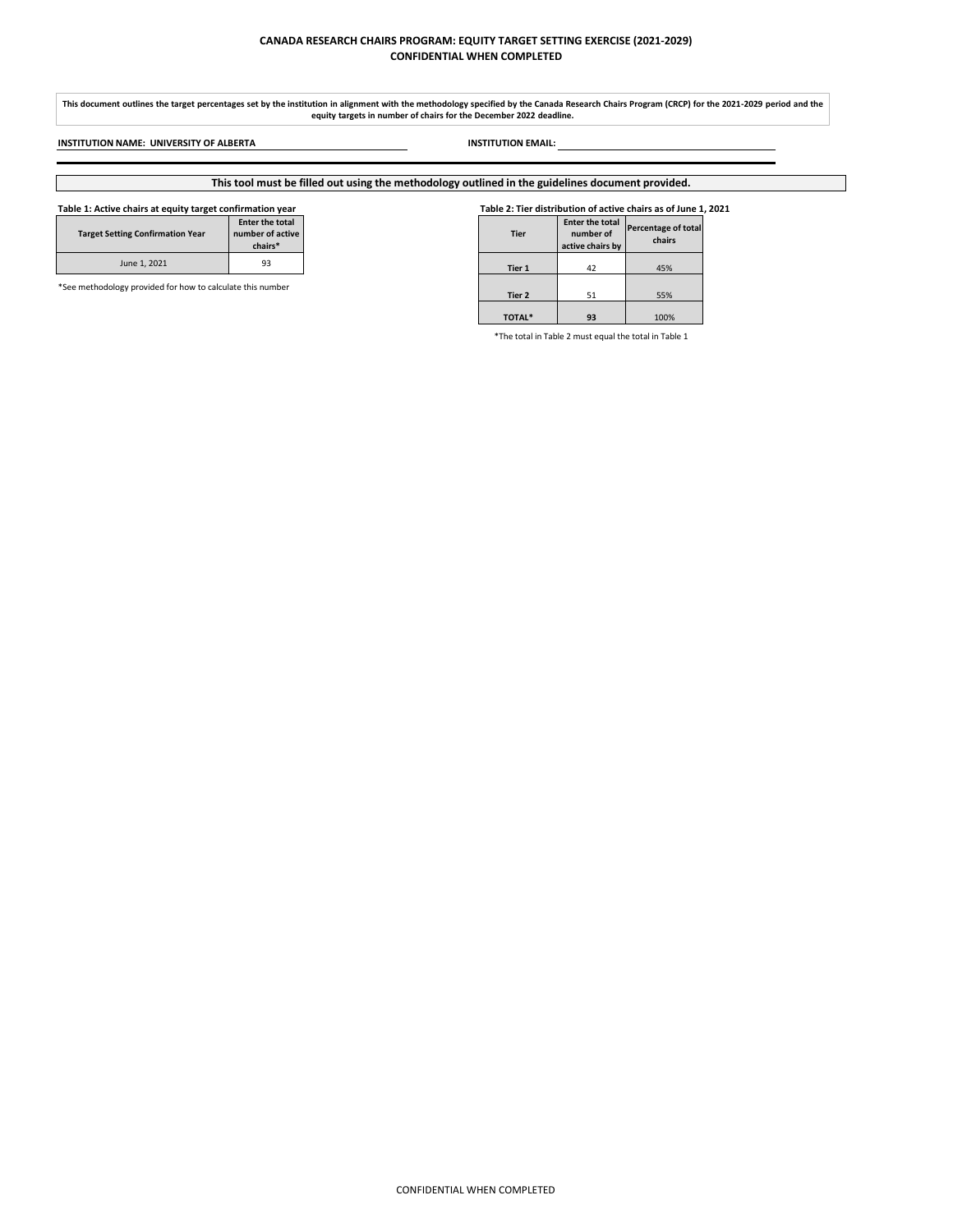**CANADA RESEARCH CHAIRS PROGRAM: EQUITY TARGET SETTING EXERCISE (2021-2029)**
**CONFIDENTIAL WHEN COMPLETED**

**This document outlines the target percentages set by the institution in alignment with the methodology specified by the Canada Research Chairs Program (CRCP) for the 2021-2029 period and the equity targets in number of chairs for the December 2022 deadline.**

**INSTITUTION NAME: UNIVERSITY OF ALBERTA**

**INSTITUTION EMAIL:**

**This tool must be filled out using the methodology outlined in the guidelines document provided.**

**Table 1: Active chairs at equity target confirmation year**

| Target Setting Confirmation Year | Enter the total number of active chairs* |
|---|---|
| June 1, 2021 | 93 |

*See methodology provided for how to calculate this number

**Table 2: Tier distribution of active chairs as of June 1, 2021**

| Tier | Enter the total number of active chairs by | Percentage of total chairs |
|---|---|---|
| **Tier 1** | 42 | 45% |
| **Tier 2** | 51 | 55% |
| **TOTAL*** | **93** | 100% |

*The total in Table 2 must equal the total in Table 1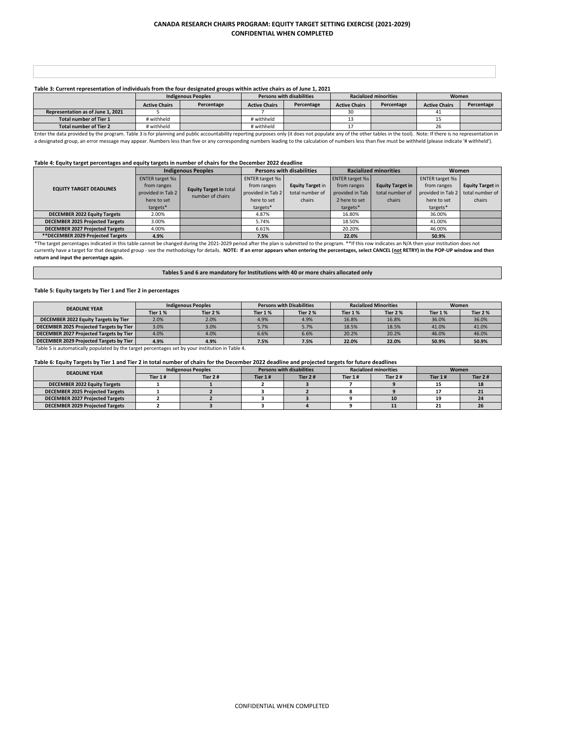**CANADA RESEARCH CHAIRS PROGRAM: EQUITY TARGET SETTING EXERCISE (2021-2029)**
**CONFIDENTIAL WHEN COMPLETED**

**Table 3: Current representation of individuals from the four designated groups within active chairs as of June 1, 2021**

| | Indigenous Peoples | | Persons with disabilities | | Racialized minorities | | Women | |
|---|---|---|---|---|---|---|---|---|
| | Active Chairs | Percentage | Active Chairs | Percentage | Active Chairs | Percentage | Active Chairs | Percentage |
| Representation as of June 1, 2021 | 5 | | 7 | | 30 | | 41 | |
| Total number of Tier 1 | # withheld | | # withheld | | 13 | | 15 | |
| Total number of Tier 2 | # withheld | | # withheld | | 17 | | 26 | |

Enter the data provided by the program. Table 3 is for planning and public accountability reporting purposes only (it does not populate any of the other tables in the tool). Note: If there is no representation in a designated group, an error message may appear. Numbers less than five or any corresponding numbers leading to the calculation of numbers less than five must be withheld (please indicate '# withheld').

**Table 4: Equity target percentages and equity targets in number of chairs for the December 2022 deadline**

| | Indigenous Peoples | | Persons with disabilities | | Racialized minorities | | Women | |
|---|---|---|---|---|---|---|---|---|
| EQUITY TARGET DEADLINES | ENTER target %s from ranges provided in Tab 2 here to set targets* | Equity Target in total number of chairs | ENTER target %s from ranges provided in Tab 2 here to set targets* | Equity Target in total number of chairs | ENTER target %s from ranges provided in Tab 2 here to set targets* | Equity Target in total number of chairs | ENTER target %s from ranges provided in Tab 2 here to set targets* | Equity Target in total number of chairs |
| DECEMBER 2022 Equity Targets | 2.00% | | 4.87% | | 16.80% | | 36.00% | |
| DECEMBER 2025 Projected Targets | 3.00% | | 5.74% | | 18.50% | | 41.00% | |
| DECEMBER 2027 Projected Targets | 4.00% | | 6.61% | | 20.20% | | 46.00% | |
| **DECEMBER 2029 Projected Targets | **4.9%** | | **7.5%** | | **22.0%** | | **50.9%** | |

*The target percentages indicated in this table cannot be changed during the 2021-2029 period after the plan is submitted to the program. **If this row indicates an N/A then your institution does not currently have a target for that designated group - see the methodology for details. **NOTE: If an error appears when entering the percentages, select CANCEL (not RETRY) in the POP-UP window and then return and input the percentage again.**

**Tables 5 and 6 are mandatory for Institutions with 40 or more chairs allocated only**

**Table 5: Equity targets by Tier 1 and Tier 2 in percentages**

| DEADLINE YEAR | Indigenous Peoples | | Persons with Disabilities | | Racialized Minorities | | Women | |
|---|---|---|---|---|---|---|---|---|
| | Tier 1 % | Tier 2 % | Tier 1 % | Tier 2 % | Tier 1 % | Tier 2 % | Tier 1 % | Tier 2 % |
| DECEMBER 2022 Equity Targets by Tier | 2.0% | 2.0% | 4.9% | 4.9% | 16.8% | 16.8% | 36.0% | 36.0% |
| DECEMBER 2025 Projected Targets by Tier | 3.0% | 3.0% | 5.7% | 5.7% | 18.5% | 18.5% | 41.0% | 41.0% |
| DECEMBER 2027 Projected Targets by Tier | 4.0% | 4.0% | 6.6% | 6.6% | 20.2% | 20.2% | 46.0% | 46.0% |
| DECEMBER 2029 Projected Targets by Tier | **4.9%** | **4.9%** | **7.5%** | **7.5%** | **22.0%** | **22.0%** | **50.9%** | **50.9%** |

Table 5 is automatically populated by the target percentages set by your institution in Table 4.

**Table 6: Equity Targets by Tier 1 and Tier 2 in total number of chairs for the December 2022 deadline and projected targets for future deadlines**

| DEADLINE YEAR | Indigenous Peoples | | Persons with disabilities | | Racialized minorities | | Women | |
|---|---|---|---|---|---|---|---|---|
| | Tier 1 # | Tier 2 # | Tier 1 # | Tier 2 # | Tier 1 # | Tier 2 # | Tier 1 # | Tier 2 # |
| DECEMBER 2022 Equity Targets | 1 | 1 | 2 | 3 | 7 | 9 | 15 | 18 |
| DECEMBER 2025 Projected Targets | 1 | 2 | 3 | 2 | 8 | 9 | 17 | 21 |
| DECEMBER 2027 Projected Targets | 2 | 2 | 3 | 3 | 9 | 10 | 19 | 24 |
| DECEMBER 2029 Projected Targets | 2 | 3 | 3 | 4 | 9 | 11 | 21 | 26 |

CONFIDENTIAL WHEN COMPLETED